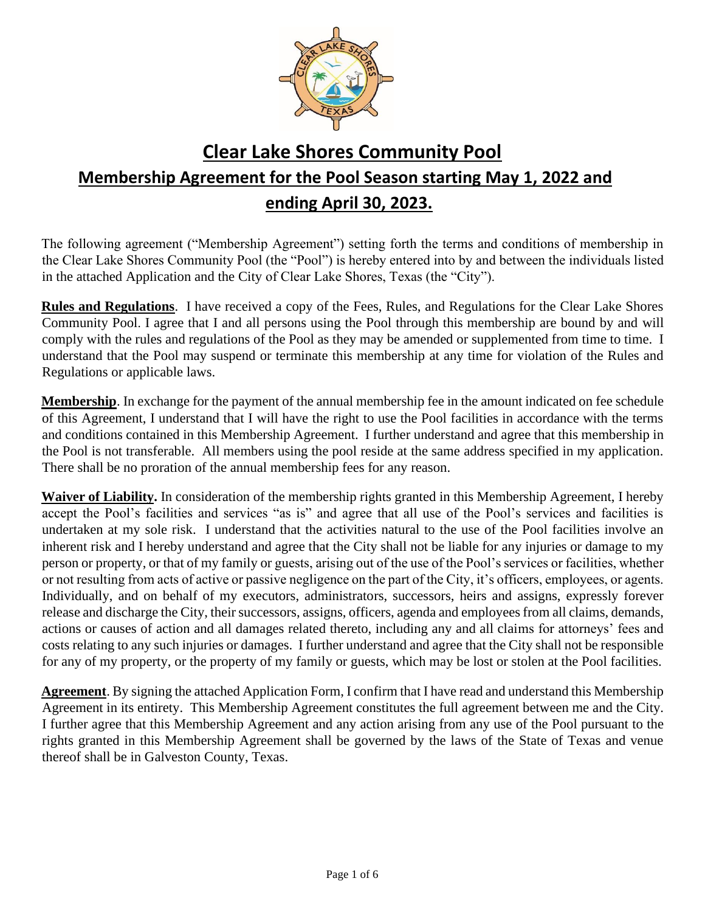# Clear Lake Shores Community Pool

## Membership Agreement for the Pool Season starting May 1, 2022 and ending April 30, 2023.

The following agreement ("Membership Agreement") setting forth the terms and conditions of membership in the Clear Lake Shores Community Pool (the "Pool") is hereby entered into by and between the individuals listed in the attached Application and the City of Clear Lake Shores, Texas (the "City").

**Rules and Regulations**. I have received a copy of the Fees, Rules, and Regulations for the Clear Lake Shores Community Pool. I agree that I and all persons using the Pool through this membership are bound by and will comply with the rules and regulations of the Pool as they may be amended or supplemented from time to time. I understand that the Pool may suspend or terminate this membership at any time for violation of the Rules and Regulations or applicable laws.

**Membership**. In exchange for the payment of the annual membership fee in the amount indicated on fee schedule of this Agreement, I understand that I will have the right to use the Pool facilities in accordance with the terms and conditions contained in this Membership Agreement. I further understand and agree that this membership in the Pool is not transferable. All members using the pool reside at the same address specified in my application. There shall be no proration of the annual membership fees for any reason.

**Waiver of Liability.** In consideration of the membership rights granted in this Membership Agreement, I hereby accept the Pool's facilities and services "as is" and agree that all use of the Pool's services and facilities is undertaken at my sole risk. I understand that the activities natural to the use of the Pool facilities involve an inherent risk and I hereby understand and agree that the City shall not be liable for any injuries or damage to my person or property, or that of my family or guests, arising out of the use of the Pool's services or facilities, whether or not resulting from acts of active or passive negligence on the part of the City, it's officers, employees, or agents. Individually, and on behalf of my executors, administrators, successors, heirs and assigns, expressly forever release and discharge the City, their successors, assigns, officers, agenda and employees from all claims, demands, actions or causes of action and all damages related thereto, including any and all claims for attorneys' fees and costs relating to any such injuries or damages. I further understand and agree that the City shall not be responsible for any of my property, or the property of my family or guests, which may be lost or stolen at the Pool facilities.

**Agreement**. By signing the attached Application Form, I confirm that I have read and understand this Membership Agreement in its entirety. This Membership Agreement constitutes the full agreement between me and the City. I further agree that this Membership Agreement and any action arising from any use of the Pool pursuant to the rights granted in this Membership Agreement shall be governed by the laws of the State of Texas and venue thereof shall be in Galveston County, Texas.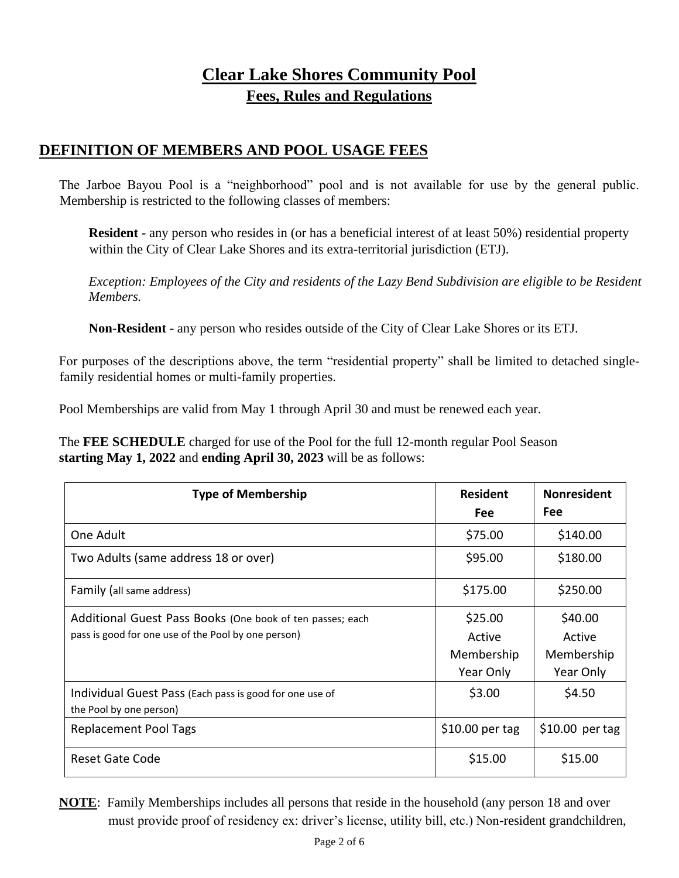# Clear Lake Shores Community Pool

## Fees, Rules and Regulations

## DEFINITION OF MEMBERS AND POOL USAGE FEES

The Jarboe Bayou Pool is a "neighborhood" pool and is not available for use by the general public. Membership is restricted to the following classes of members:

**Resident -** any person who resides in (or has a beneficial interest of at least 50%) residential property within the City of Clear Lake Shores and its extra-territorial jurisdiction (ETJ).

*Exception: Employees of the City and residents of the Lazy Bend Subdivision are eligible to be Resident Members.*

**Non-Resident -** any person who resides outside of the City of Clear Lake Shores or its ETJ.

For purposes of the descriptions above, the term "residential property" shall be limited to detached single-family residential homes or multi-family properties.

Pool Memberships are valid from May 1 through April 30 and must be renewed each year.

The **FEE SCHEDULE** charged for use of the Pool for the full 12-month regular Pool Season **starting May 1, 2022** and **ending April 30, 2023** will be as follows:

| Type of Membership | Resident Fee | Nonresident Fee |
|---|---|---|
| One Adult | $75.00 | $140.00 |
| Two Adults (same address 18 or over) | $95.00 | $180.00 |
| Family (all same address) | $175.00 | $250.00 |
| Additional Guest Pass Books (One book of ten passes; each pass is good for one use of the Pool by one person) | $25.00 Active Membership Year Only | $40.00 Active Membership Year Only |
| Individual Guest Pass (Each pass is good for one use of the Pool by one person) | $3.00 | $4.50 |
| Replacement Pool Tags | $10.00 per tag | $10.00 per tag |
| Reset Gate Code | $15.00 | $15.00 |

**NOTE**: Family Memberships includes all persons that reside in the household (any person 18 and over must provide proof of residency ex: driver's license, utility bill, etc.) Non-resident grandchildren,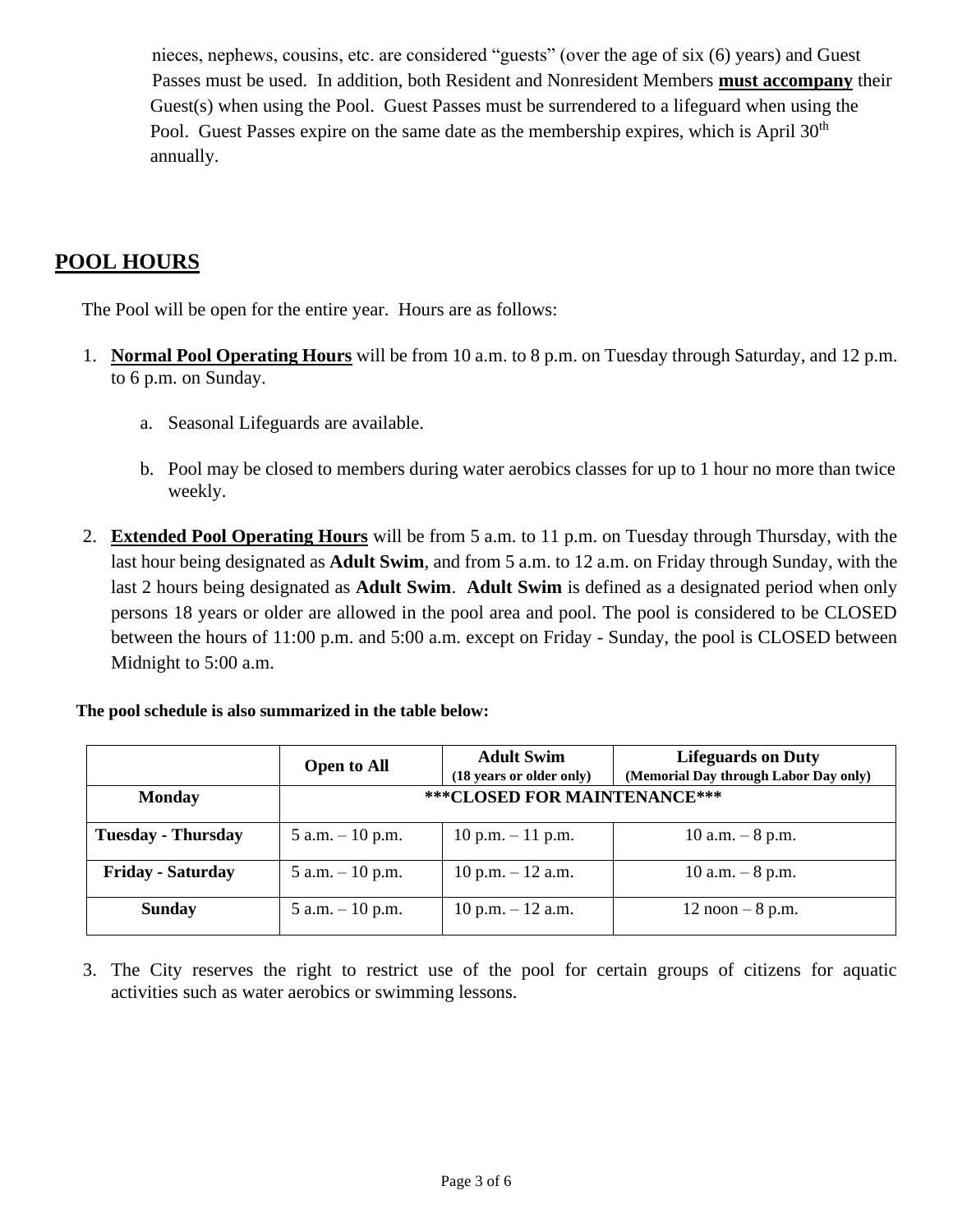nieces, nephews, cousins, etc. are considered "guests" (over the age of six (6) years) and Guest Passes must be used. In addition, both Resident and Nonresident Members **must accompany** their Guest(s) when using the Pool. Guest Passes must be surrendered to a lifeguard when using the Pool. Guest Passes expire on the same date as the membership expires, which is April 30th annually.

## POOL HOURS

The Pool will be open for the entire year. Hours are as follows:

1. **Normal Pool Operating Hours** will be from 10 a.m. to 8 p.m. on Tuesday through Saturday, and 12 p.m. to 6 p.m. on Sunday.

   a. Seasonal Lifeguards are available.

   b. Pool may be closed to members during water aerobics classes for up to 1 hour no more than twice weekly.

2. **Extended Pool Operating Hours** will be from 5 a.m. to 11 p.m. on Tuesday through Thursday, with the last hour being designated as **Adult Swim**, and from 5 a.m. to 12 a.m. on Friday through Sunday, with the last 2 hours being designated as **Adult Swim**. **Adult Swim** is defined as a designated period when only persons 18 years or older are allowed in the pool area and pool. The pool is considered to be CLOSED between the hours of 11:00 p.m. and 5:00 a.m. except on Friday - Sunday, the pool is CLOSED between Midnight to 5:00 a.m.

**The pool schedule is also summarized in the table below:**

| | Open to All | Adult Swim (18 years or older only) | Lifeguards on Duty (Memorial Day through Labor Day only) |
|---|---|---|---|
| **Monday** | ***CLOSED FOR MAINTENANCE*** | | |
| **Tuesday - Thursday** | 5 a.m. – 10 p.m. | 10 p.m. – 11 p.m. | 10 a.m. – 8 p.m. |
| **Friday - Saturday** | 5 a.m. – 10 p.m. | 10 p.m. – 12 a.m. | 10 a.m. – 8 p.m. |
| **Sunday** | 5 a.m. – 10 p.m. | 10 p.m. – 12 a.m. | 12 noon – 8 p.m. |

3. The City reserves the right to restrict use of the pool for certain groups of citizens for aquatic activities such as water aerobics or swimming lessons.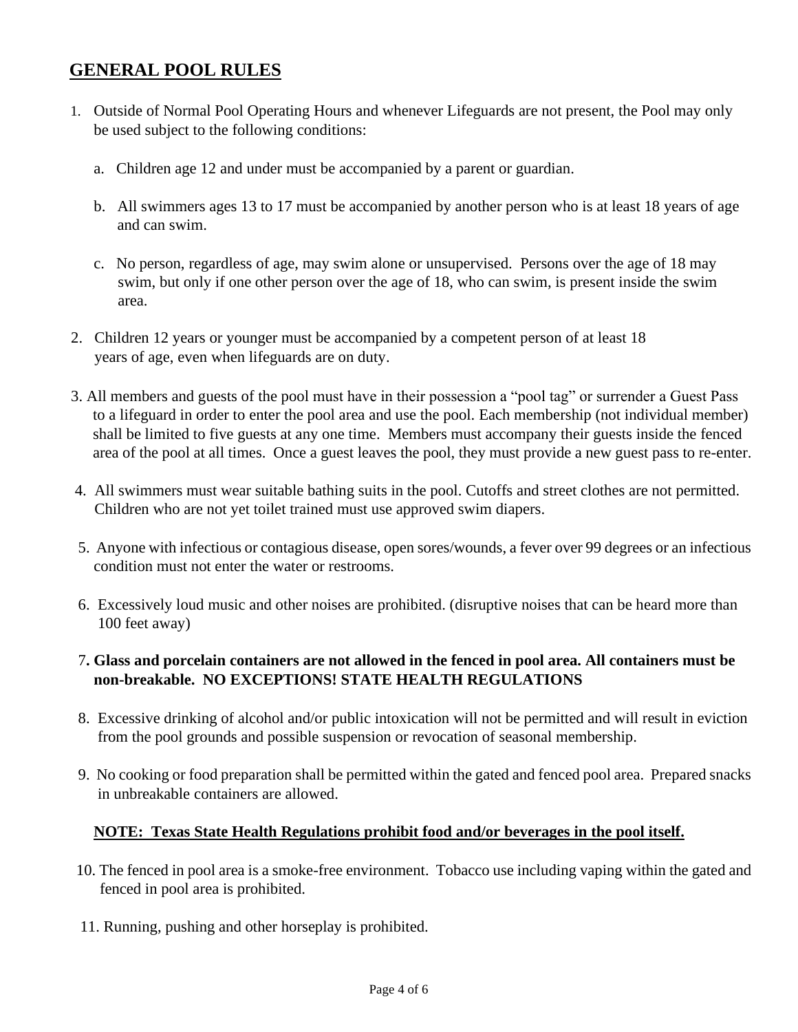## GENERAL POOL RULES

1. Outside of Normal Pool Operating Hours and whenever Lifeguards are not present, the Pool may only be used subject to the following conditions:

   a. Children age 12 and under must be accompanied by a parent or guardian.

   b. All swimmers ages 13 to 17 must be accompanied by another person who is at least 18 years of age and can swim.

   c. No person, regardless of age, may swim alone or unsupervised. Persons over the age of 18 may swim, but only if one other person over the age of 18, who can swim, is present inside the swim area.

2. Children 12 years or younger must be accompanied by a competent person of at least 18 years of age, even when lifeguards are on duty.

3. All members and guests of the pool must have in their possession a "pool tag" or surrender a Guest Pass to a lifeguard in order to enter the pool area and use the pool. Each membership (not individual member) shall be limited to five guests at any one time. Members must accompany their guests inside the fenced area of the pool at all times. Once a guest leaves the pool, they must provide a new guest pass to re-enter.

4. All swimmers must wear suitable bathing suits in the pool. Cutoffs and street clothes are not permitted. Children who are not yet toilet trained must use approved swim diapers.

5. Anyone with infectious or contagious disease, open sores/wounds, a fever over 99 degrees or an infectious condition must not enter the water or restrooms.

6. Excessively loud music and other noises are prohibited. (disruptive noises that can be heard more than 100 feet away)

7. **Glass and porcelain containers are not allowed in the fenced in pool area. All containers must be non-breakable. NO EXCEPTIONS! STATE HEALTH REGULATIONS**

8. Excessive drinking of alcohol and/or public intoxication will not be permitted and will result in eviction from the pool grounds and possible suspension or revocation of seasonal membership.

9. No cooking or food preparation shall be permitted within the gated and fenced pool area. Prepared snacks in unbreakable containers are allowed.

   **NOTE: Texas State Health Regulations prohibit food and/or beverages in the pool itself.**

10. The fenced in pool area is a smoke-free environment. Tobacco use including vaping within the gated and fenced in pool area is prohibited.

11. Running, pushing and other horseplay is prohibited.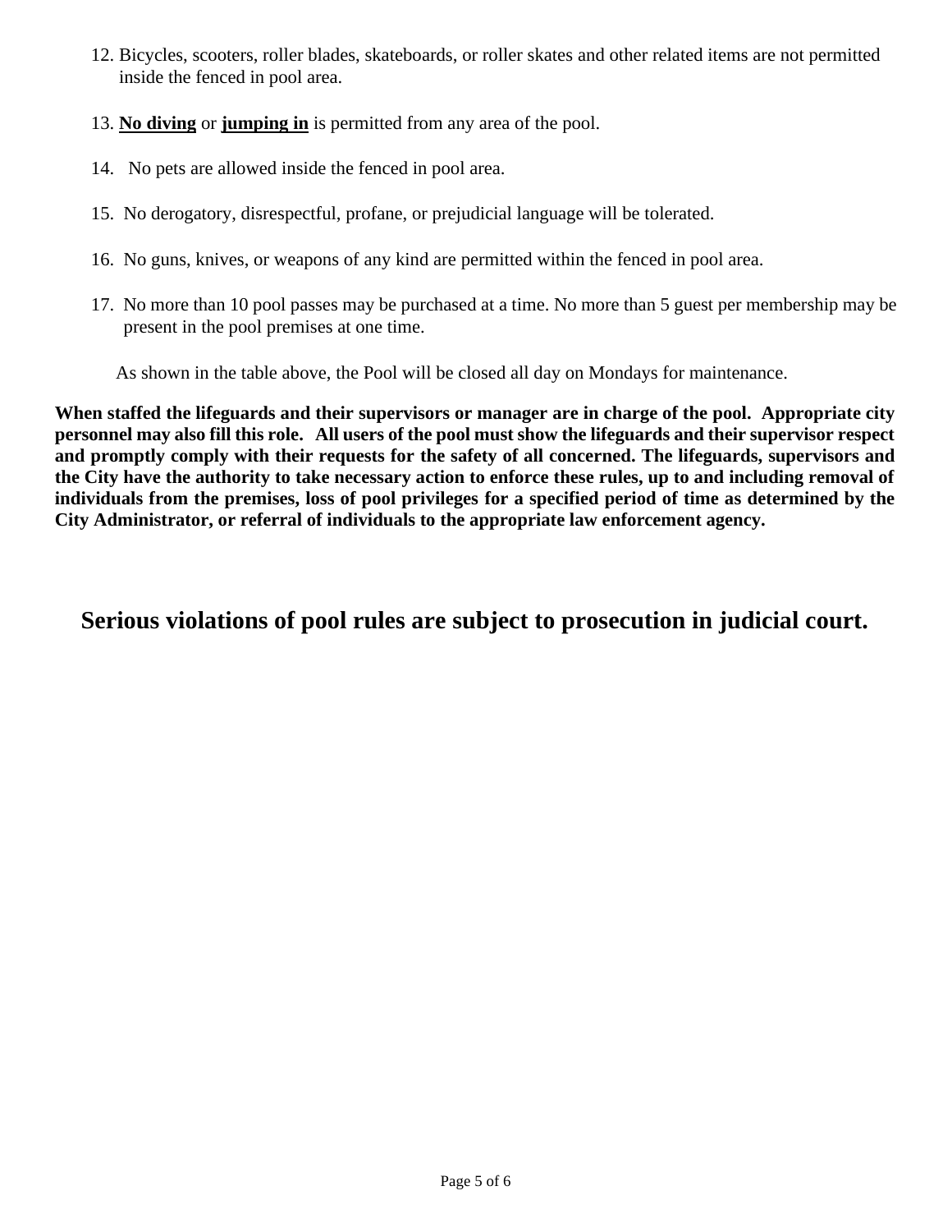12. Bicycles, scooters, roller blades, skateboards, or roller skates and other related items are not permitted inside the fenced in pool area.

13. **<u>No diving</u>** or **<u>jumping in</u>** is permitted from any area of the pool.

14. No pets are allowed inside the fenced in pool area.

15. No derogatory, disrespectful, profane, or prejudicial language will be tolerated.

16. No guns, knives, or weapons of any kind are permitted within the fenced in pool area.

17. No more than 10 pool passes may be purchased at a time. No more than 5 guest per membership may be present in the pool premises at one time.

As shown in the table above, the Pool will be closed all day on Mondays for maintenance.

**When staffed the lifeguards and their supervisors or manager are in charge of the pool. Appropriate city personnel may also fill this role. All users of the pool must show the lifeguards and their supervisor respect and promptly comply with their requests for the safety of all concerned. The lifeguards, supervisors and the City have the authority to take necessary action to enforce these rules, up to and including removal of individuals from the premises, loss of pool privileges for a specified period of time as determined by the City Administrator, or referral of individuals to the appropriate law enforcement agency.**

## Serious violations of pool rules are subject to prosecution in judicial court.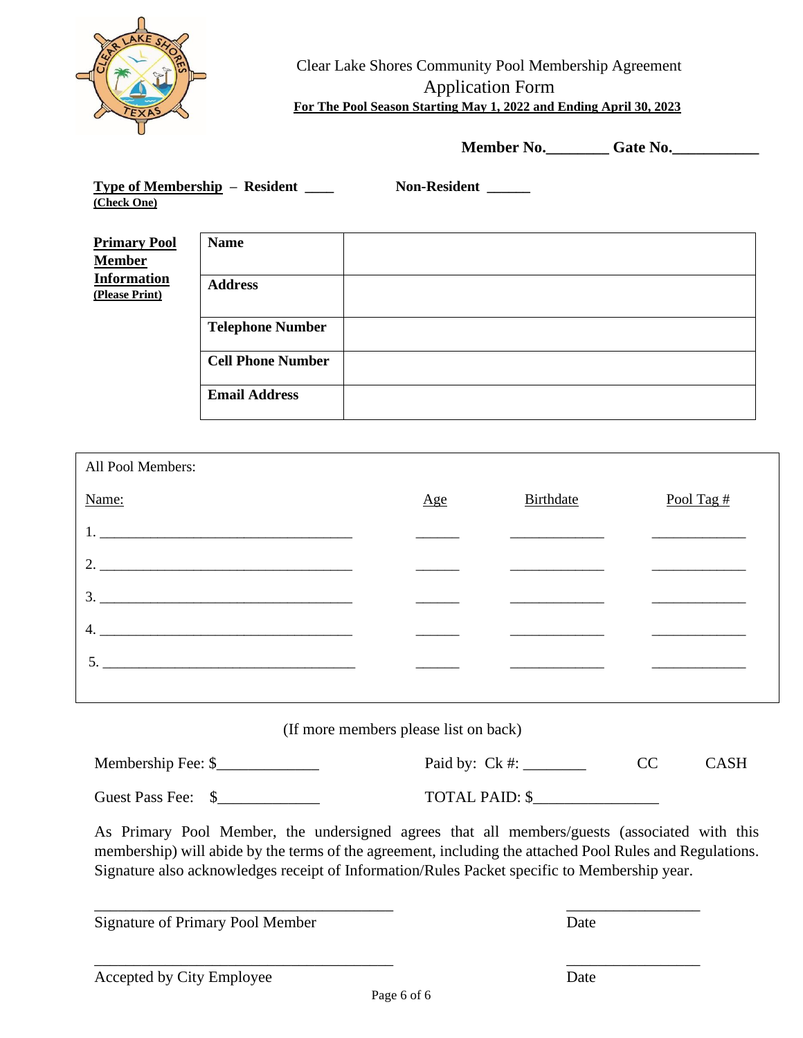Clear Lake Shores Community Pool Membership Agreement

# Application Form

**For The Pool Season Starting May 1, 2022 and Ending April 30, 2023**

**Member No.________ Gate No.___________**

**Type of Membership** – **Resident ____** **Non-Resident ______**
**(Check One)**

**Primary Pool Member Information**
**(Please Print)**

| | |
|---|---|
| **Name** | |
| **Address** | |
| **Telephone Number** | |
| **Cell Phone Number** | |
| **Email Address** | |

All Pool Members:

| Name: | Age | Birthdate | Pool Tag # |
|---|---|---|---|
| 1. ___________________________________ | ______ | _____________ | _____________ |
| 2. ___________________________________ | ______ | _____________ | _____________ |
| 3. ___________________________________ | ______ | _____________ | _____________ |
| 4. ___________________________________ | ______ | _____________ | _____________ |
| 5. ___________________________________ | ______ | _____________ | _____________ |

(If more members please list on back)

Membership Fee: $_____________ Paid by: Ck #: ________ CC CASH

Guest Pass Fee: $_____________ TOTAL PAID: $________________

As Primary Pool Member, the undersigned agrees that all members/guests (associated with this membership) will abide by the terms of the agreement, including the attached Pool Rules and Regulations. Signature also acknowledges receipt of Information/Rules Packet specific to Membership year.

_______________________________________ _________________
Signature of Primary Pool Member Date

_______________________________________ _________________
Accepted by City Employee Date